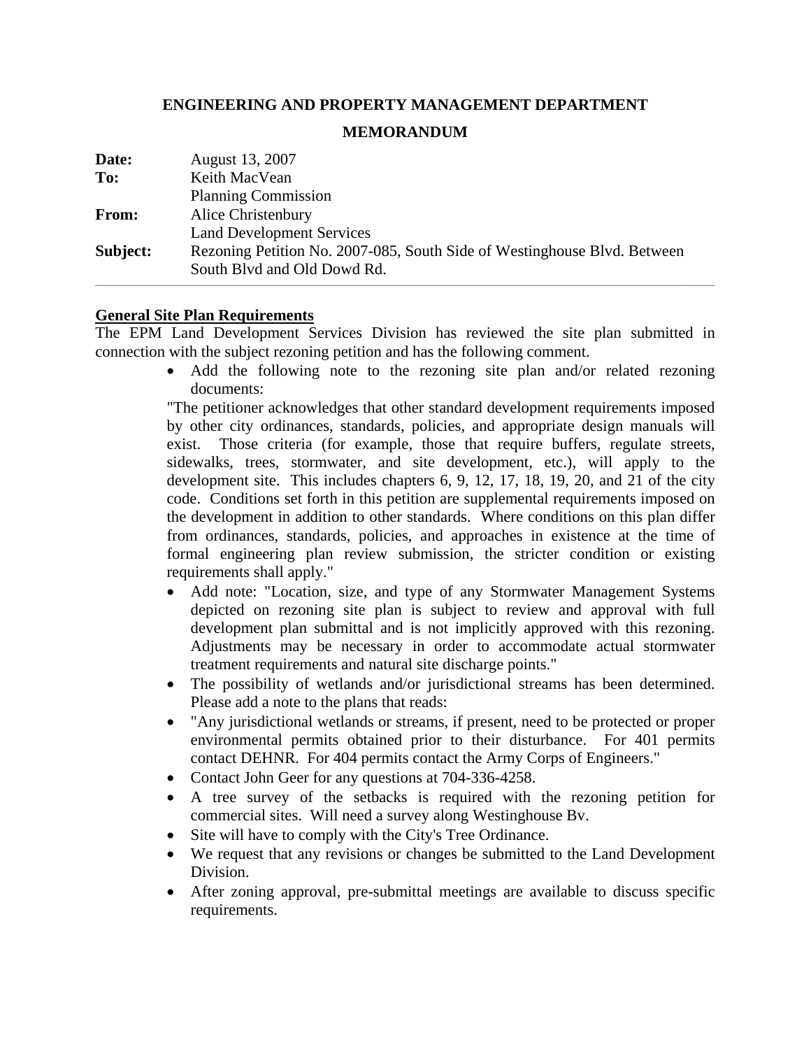**ENGINEERING AND PROPERTY MANAGEMENT DEPARTMENT**

**MEMORANDUM**

**Date:** August 13, 2007

**To:** Keith MacVean
Planning Commission

**From:** Alice Christenbury
Land Development Services

**Subject:** Rezoning Petition No. 2007-085, South Side of Westinghouse Blvd. Between South Blvd and Old Dowd Rd.

---

**General Site Plan Requirements**

The EPM Land Development Services Division has reviewed the site plan submitted in connection with the subject rezoning petition and has the following comment.

- Add the following note to the rezoning site plan and/or related rezoning documents:

"The petitioner acknowledges that other standard development requirements imposed by other city ordinances, standards, policies, and appropriate design manuals will exist. Those criteria (for example, those that require buffers, regulate streets, sidewalks, trees, stormwater, and site development, etc.), will apply to the development site. This includes chapters 6, 9, 12, 17, 18, 19, 20, and 21 of the city code. Conditions set forth in this petition are supplemental requirements imposed on the development in addition to other standards. Where conditions on this plan differ from ordinances, standards, policies, and approaches in existence at the time of formal engineering plan review submission, the stricter condition or existing requirements shall apply."

- Add note: "Location, size, and type of any Stormwater Management Systems depicted on rezoning site plan is subject to review and approval with full development plan submittal and is not implicitly approved with this rezoning. Adjustments may be necessary in order to accommodate actual stormwater treatment requirements and natural site discharge points."
- The possibility of wetlands and/or jurisdictional streams has been determined. Please add a note to the plans that reads:
- "Any jurisdictional wetlands or streams, if present, need to be protected or proper environmental permits obtained prior to their disturbance. For 401 permits contact DEHNR. For 404 permits contact the Army Corps of Engineers."
- Contact John Geer for any questions at 704-336-4258.
- A tree survey of the setbacks is required with the rezoning petition for commercial sites. Will need a survey along Westinghouse Bv.
- Site will have to comply with the City's Tree Ordinance.
- We request that any revisions or changes be submitted to the Land Development Division.
- After zoning approval, pre-submittal meetings are available to discuss specific requirements.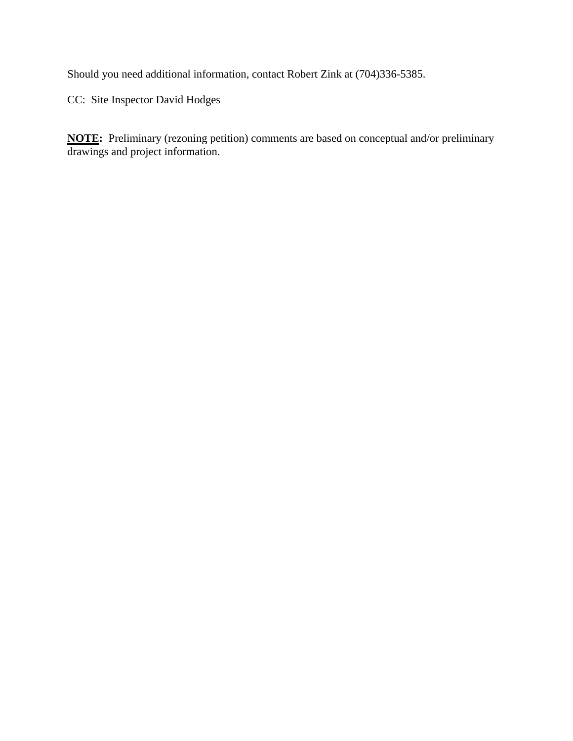Should you need additional information, contact Robert Zink at (704)336-5385.

CC:  Site Inspector David Hodges

**NOTE:**  Preliminary (rezoning petition) comments are based on conceptual and/or preliminary drawings and project information.